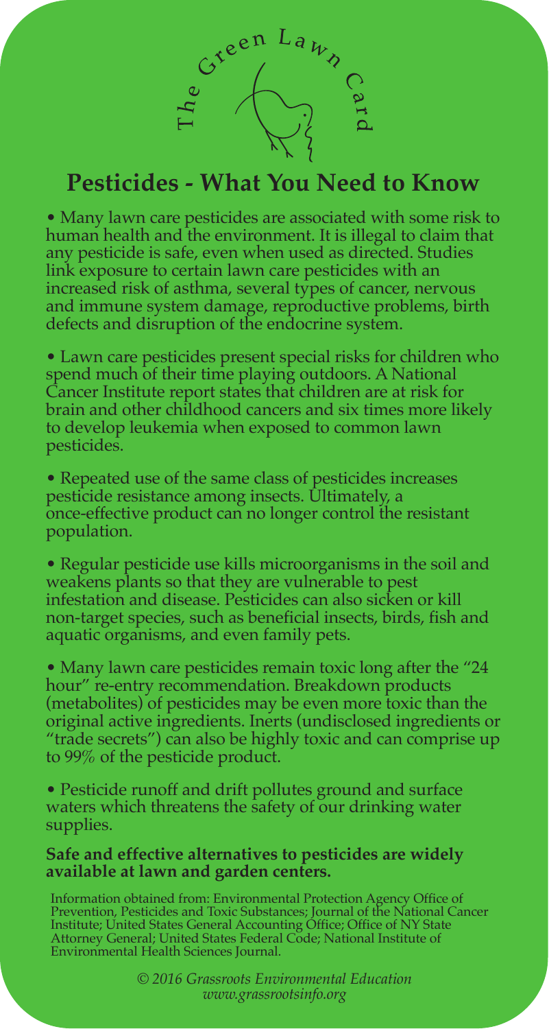The Green Lawn Card

# Pesticides - What You Need to Know

- Many lawn care pesticides are associated with some risk to human health and the environment. It is illegal to claim that any pesticide is safe, even when used as directed. Studies link exposure to certain lawn care pesticides with an increased risk of asthma, several types of cancer, nervous and immune system damage, reproductive problems, birth defects and disruption of the endocrine system.

- Lawn care pesticides present special risks for children who spend much of their time playing outdoors. A National Cancer Institute report states that children are at risk for brain and other childhood cancers and six times more likely to develop leukemia when exposed to common lawn pesticides.

- Repeated use of the same class of pesticides increases pesticide resistance among insects. Ultimately, a once-effective product can no longer control the resistant population.

- Regular pesticide use kills microorganisms in the soil and weakens plants so that they are vulnerable to pest infestation and disease. Pesticides can also sicken or kill non-target species, such as beneficial insects, birds, fish and aquatic organisms, and even family pets.

- Many lawn care pesticides remain toxic long after the "24 hour" re-entry recommendation. Breakdown products (metabolites) of pesticides may be even more toxic than the original active ingredients. Inerts (undisclosed ingredients or "trade secrets") can also be highly toxic and can comprise up to 99% of the pesticide product.

- Pesticide runoff and drift pollutes ground and surface waters which threatens the safety of our drinking water supplies.

**Safe and effective alternatives to pesticides are widely available at lawn and garden centers.**

Information obtained from: Environmental Protection Agency Office of Prevention, Pesticides and Toxic Substances; Journal of the National Cancer Institute; United States General Accounting Office; Office of NY State Attorney General; United States Federal Code; National Institute of Environmental Health Sciences Journal.

*© 2016 Grassroots Environmental Education*
*www.grassrootsinfo.org*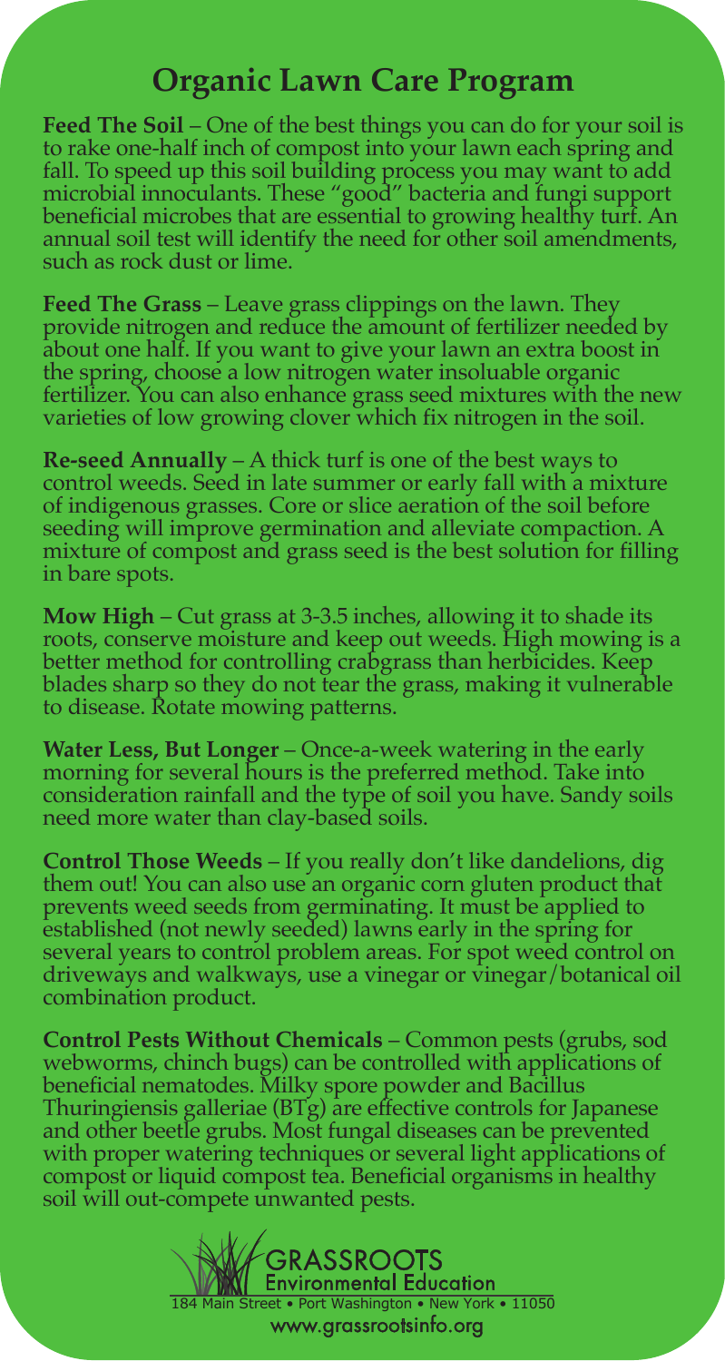# Organic Lawn Care Program

**Feed The Soil** – One of the best things you can do for your soil is to rake one-half inch of compost into your lawn each spring and fall. To speed up this soil building process you may want to add microbial innoculants. These "good" bacteria and fungi support beneficial microbes that are essential to growing healthy turf. An annual soil test will identify the need for other soil amendments, such as rock dust or lime.

**Feed The Grass** – Leave grass clippings on the lawn. They provide nitrogen and reduce the amount of fertilizer needed by about one half. If you want to give your lawn an extra boost in the spring, choose a low nitrogen water insoluable organic fertilizer. You can also enhance grass seed mixtures with the new varieties of low growing clover which fix nitrogen in the soil.

**Re-seed Annually** – A thick turf is one of the best ways to control weeds. Seed in late summer or early fall with a mixture of indigenous grasses. Core or slice aeration of the soil before seeding will improve germination and alleviate compaction. A mixture of compost and grass seed is the best solution for filling in bare spots.

**Mow High** – Cut grass at 3-3.5 inches, allowing it to shade its roots, conserve moisture and keep out weeds. High mowing is a better method for controlling crabgrass than herbicides. Keep blades sharp so they do not tear the grass, making it vulnerable to disease. Rotate mowing patterns.

**Water Less, But Longer** – Once-a-week watering in the early morning for several hours is the preferred method. Take into consideration rainfall and the type of soil you have. Sandy soils need more water than clay-based soils.

**Control Those Weeds** – If you really don't like dandelions, dig them out! You can also use an organic corn gluten product that prevents weed seeds from germinating. It must be applied to established (not newly seeded) lawns early in the spring for several years to control problem areas. For spot weed control on driveways and walkways, use a vinegar or vinegar/botanical oil combination product.

**Control Pests Without Chemicals** – Common pests (grubs, sod webworms, chinch bugs) can be controlled with applications of beneficial nematodes. Milky spore powder and Bacillus Thuringiensis galleriae (BTg) are effective controls for Japanese and other beetle grubs. Most fungal diseases can be prevented with proper watering techniques or several light applications of compost or liquid compost tea. Beneficial organisms in healthy soil will out-compete unwanted pests.

GRASSROOTS
Environmental Education
184 Main Street • Port Washington • New York • 11050
www.grassrootsinfo.org